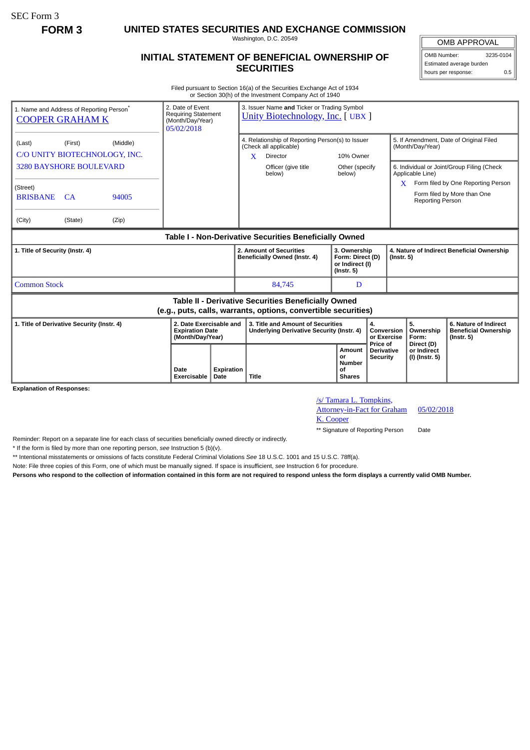SEC Form 3

**FORM 3**

# UNITED STATES SECURITIES AND EXCHANGE COMMISSION

Washington, D.C. 20549

## INITIAL STATEMENT OF BENEFICIAL OWNERSHIP OF SECURITIES

| OMB APPROVAL | |
|---|---|
| OMB Number: | 3235-0104 |
| Estimated average burden hours per response: | 0.5 |

Filed pursuant to Section 16(a) of the Securities Exchange Act of 1934 or Section 30(h) of the Investment Company Act of 1940

| 1. Name and Address of Reporting Person* | 2. Date of Event Requiring Statement (Month/Day/Year) | 3. Issuer Name **and** Ticker or Trading Symbol |
|---|---|---|
| COOPER GRAHAM K | 05/02/2018 | Unity Biotechnology, Inc. [ UBX ] |
| (Last) (First) (Middle) C/O UNITY BIOTECHNOLOGY, INC. 3280 BAYSHORE BOULEVARD | | 4. Relationship of Reporting Person(s) to Issuer (Check all applicable): X Director; 10% Owner; Officer (give title below); Other (specify below) |
| (Street) BRISBANE CA 94005 | | 5. If Amendment, Date of Original Filed (Month/Day/Year) |
| (City) (State) (Zip) | | 6. Individual or Joint/Group Filing (Check Applicable Line): X Form filed by One Reporting Person; Form filed by More than One Reporting Person |

**Table I - Non-Derivative Securities Beneficially Owned**

| 1. Title of Security (Instr. 4) | 2. Amount of Securities Beneficially Owned (Instr. 4) | 3. Ownership Form: Direct (D) or Indirect (I) (Instr. 5) | 4. Nature of Indirect Beneficial Ownership (Instr. 5) |
|---|---|---|---|
| Common Stock | 84,745 | D | |

**Table II - Derivative Securities Beneficially Owned (e.g., puts, calls, warrants, options, convertible securities)**

| 1. Title of Derivative Security (Instr. 4) | 2. Date Exercisable and Expiration Date (Month/Day/Year) | | 3. Title and Amount of Securities Underlying Derivative Security (Instr. 4) | | 4. Conversion or Exercise Price of Derivative Security | 5. Ownership Form: Direct (D) or Indirect (I) (Instr. 5) | 6. Nature of Indirect Beneficial Ownership (Instr. 5) |
|---|---|---|---|---|---|---|---|
| | Date Exercisable | Expiration Date | Title | Amount or Number of Shares | | | |

**Explanation of Responses:**

/s/ Tamara L. Tompkins, Attorney-in-Fact for Graham K. Cooper — 05/02/2018

** Signature of Reporting Person — Date

Reminder: Report on a separate line for each class of securities beneficially owned directly or indirectly.

\* If the form is filed by more than one reporting person, *see* Instruction 5 (b)(v).

** Intentional misstatements or omissions of facts constitute Federal Criminal Violations *See* 18 U.S.C. 1001 and 15 U.S.C. 78ff(a).

Note: File three copies of this Form, one of which must be manually signed. If space is insufficient, *see* Instruction 6 for procedure.

**Persons who respond to the collection of information contained in this form are not required to respond unless the form displays a currently valid OMB Number.**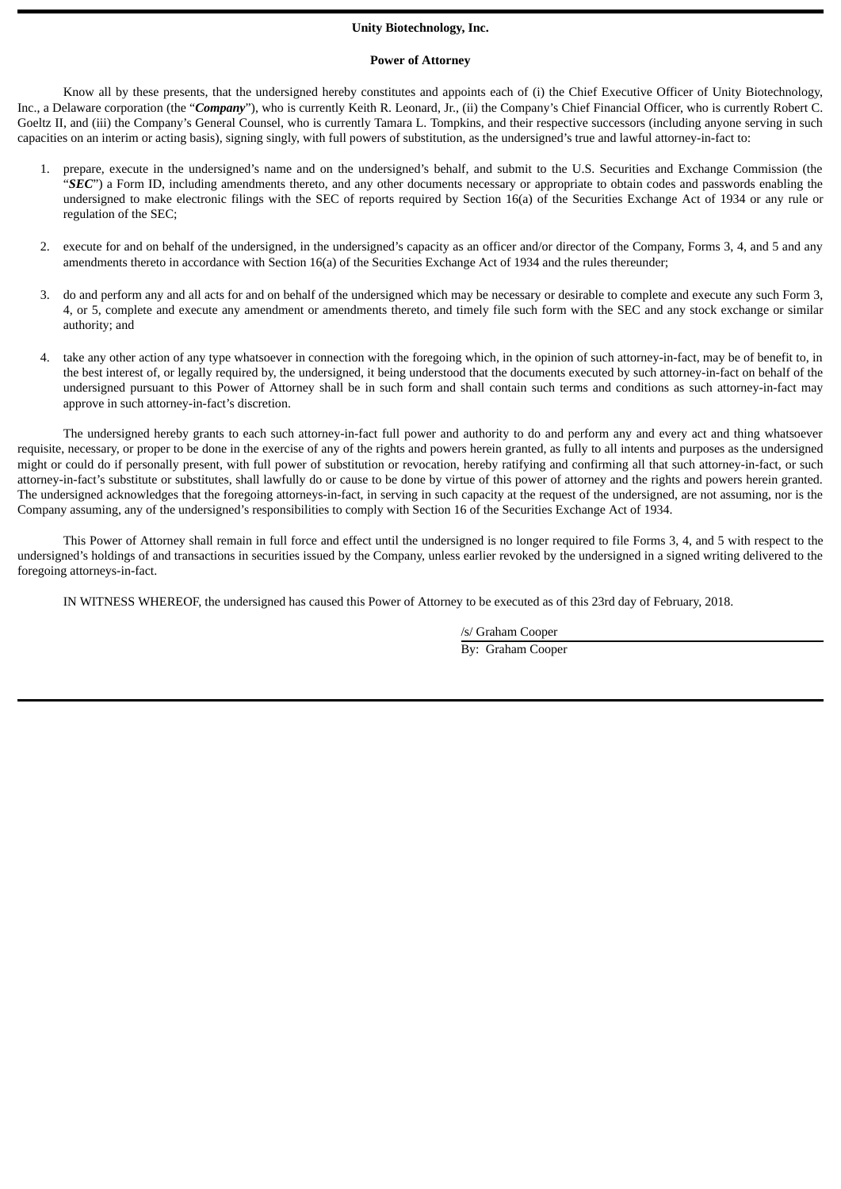**Unity Biotechnology, Inc.**

**Power of Attorney**

Know all by these presents, that the undersigned hereby constitutes and appoints each of (i) the Chief Executive Officer of Unity Biotechnology, Inc., a Delaware corporation (the "***Company***"), who is currently Keith R. Leonard, Jr., (ii) the Company's Chief Financial Officer, who is currently Robert C. Goeltz II, and (iii) the Company's General Counsel, who is currently Tamara L. Tompkins, and their respective successors (including anyone serving in such capacities on an interim or acting basis), signing singly, with full powers of substitution, as the undersigned's true and lawful attorney-in-fact to:

1. prepare, execute in the undersigned's name and on the undersigned's behalf, and submit to the U.S. Securities and Exchange Commission (the "***SEC***") a Form ID, including amendments thereto, and any other documents necessary or appropriate to obtain codes and passwords enabling the undersigned to make electronic filings with the SEC of reports required by Section 16(a) of the Securities Exchange Act of 1934 or any rule or regulation of the SEC;

2. execute for and on behalf of the undersigned, in the undersigned's capacity as an officer and/or director of the Company, Forms 3, 4, and 5 and any amendments thereto in accordance with Section 16(a) of the Securities Exchange Act of 1934 and the rules thereunder;

3. do and perform any and all acts for and on behalf of the undersigned which may be necessary or desirable to complete and execute any such Form 3, 4, or 5, complete and execute any amendment or amendments thereto, and timely file such form with the SEC and any stock exchange or similar authority; and

4. take any other action of any type whatsoever in connection with the foregoing which, in the opinion of such attorney-in-fact, may be of benefit to, in the best interest of, or legally required by, the undersigned, it being understood that the documents executed by such attorney-in-fact on behalf of the undersigned pursuant to this Power of Attorney shall be in such form and shall contain such terms and conditions as such attorney-in-fact may approve in such attorney-in-fact's discretion.

The undersigned hereby grants to each such attorney-in-fact full power and authority to do and perform any and every act and thing whatsoever requisite, necessary, or proper to be done in the exercise of any of the rights and powers herein granted, as fully to all intents and purposes as the undersigned might or could do if personally present, with full power of substitution or revocation, hereby ratifying and confirming all that such attorney-in-fact, or such attorney-in-fact's substitute or substitutes, shall lawfully do or cause to be done by virtue of this power of attorney and the rights and powers herein granted. The undersigned acknowledges that the foregoing attorneys-in-fact, in serving in such capacity at the request of the undersigned, are not assuming, nor is the Company assuming, any of the undersigned's responsibilities to comply with Section 16 of the Securities Exchange Act of 1934.

This Power of Attorney shall remain in full force and effect until the undersigned is no longer required to file Forms 3, 4, and 5 with respect to the undersigned's holdings of and transactions in securities issued by the Company, unless earlier revoked by the undersigned in a signed writing delivered to the foregoing attorneys-in-fact.

IN WITNESS WHEREOF, the undersigned has caused this Power of Attorney to be executed as of this 23rd day of February, 2018.

/s/ Graham Cooper

By: Graham Cooper